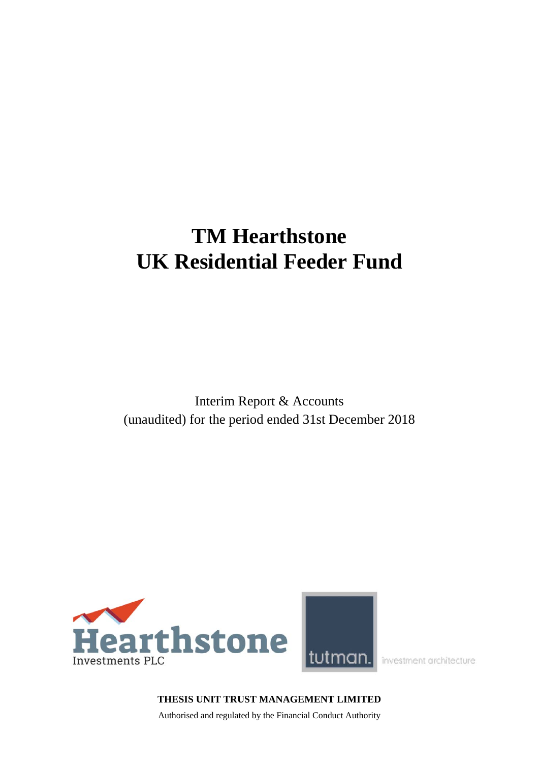# TM Hearthstone UK Residential Feeder Fund

Interim Report & Accounts
(unaudited) for the period ended 31st December 2018

**THESIS UNIT TRUST MANAGEMENT LIMITED**

Authorised and regulated by the Financial Conduct Authority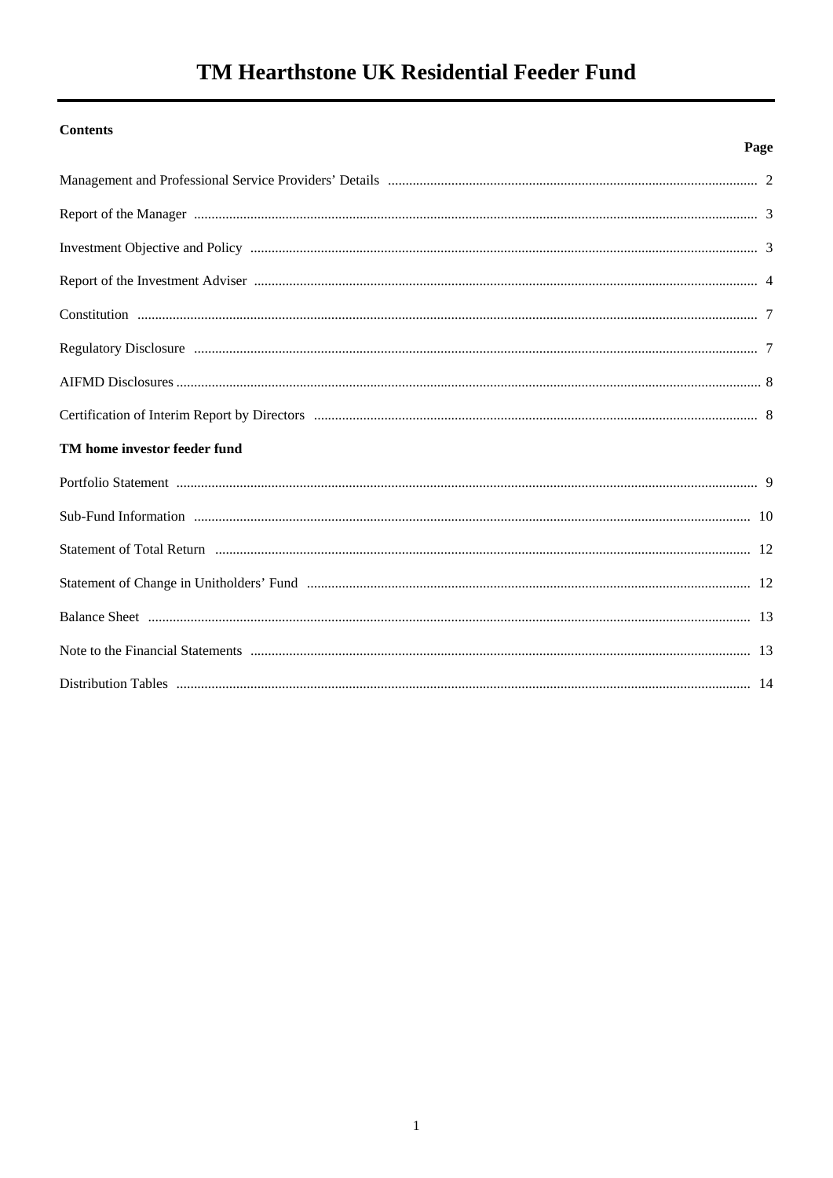# TM Hearthstone UK Residential Feeder Fund

**Contents**

| | Page |
|---|---|
| Management and Professional Service Providers' Details | 2 |
| Report of the Manager | 3 |
| Investment Objective and Policy | 3 |
| Report of the Investment Adviser | 4 |
| Constitution | 7 |
| Regulatory Disclosure | 7 |
| AIFMD Disclosures | 8 |
| Certification of Interim Report by Directors | 8 |
| **TM home investor feeder fund** | |
| Portfolio Statement | 9 |
| Sub-Fund Information | 10 |
| Statement of Total Return | 12 |
| Statement of Change in Unitholders' Fund | 12 |
| Balance Sheet | 13 |
| Note to the Financial Statements | 13 |
| Distribution Tables | 14 |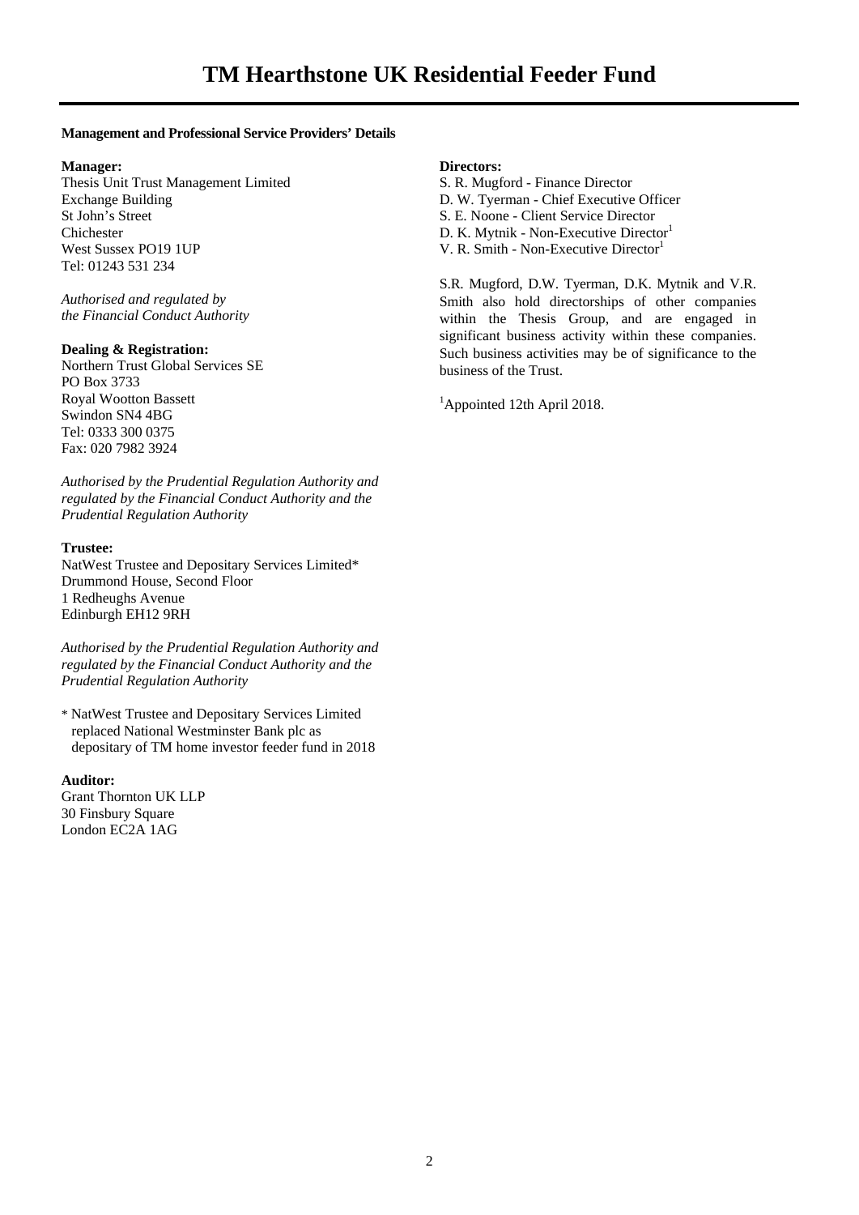# TM Hearthstone UK Residential Feeder Fund

**Management and Professional Service Providers' Details**

**Manager:**
Thesis Unit Trust Management Limited
Exchange Building
St John's Street
Chichester
West Sussex PO19 1UP
Tel: 01243 531 234

*Authorised and regulated by the Financial Conduct Authority*

**Dealing & Registration:**
Northern Trust Global Services SE
PO Box 3733
Royal Wootton Bassett
Swindon SN4 4BG
Tel: 0333 300 0375
Fax: 020 7982 3924

*Authorised by the Prudential Regulation Authority and regulated by the Financial Conduct Authority and the Prudential Regulation Authority*

**Trustee:**
NatWest Trustee and Depositary Services Limited*
Drummond House, Second Floor
1 Redheughs Avenue
Edinburgh EH12 9RH

*Authorised by the Prudential Regulation Authority and regulated by the Financial Conduct Authority and the Prudential Regulation Authority*

* NatWest Trustee and Depositary Services Limited replaced National Westminster Bank plc as depositary of TM home investor feeder fund in 2018

**Auditor:**
Grant Thornton UK LLP
30 Finsbury Square
London EC2A 1AG

**Directors:**
S. R. Mugford - Finance Director
D. W. Tyerman - Chief Executive Officer
S. E. Noone - Client Service Director
D. K. Mytnik - Non-Executive Director[1]
V. R. Smith - Non-Executive Director[1]

S.R. Mugford, D.W. Tyerman, D.K. Mytnik and V.R. Smith also hold directorships of other companies within the Thesis Group, and are engaged in significant business activity within these companies. Such business activities may be of significance to the business of the Trust.

[1]Appointed 12th April 2018.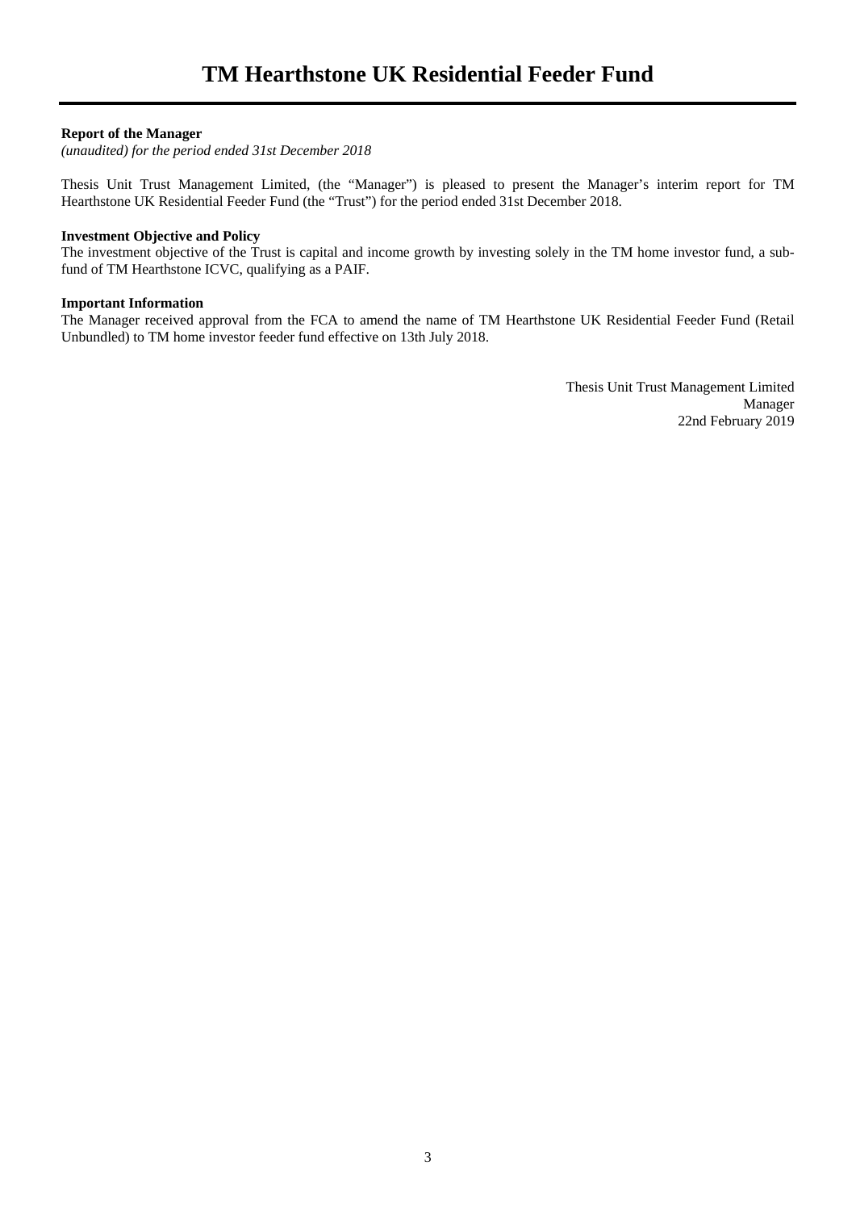# TM Hearthstone UK Residential Feeder Fund

**Report of the Manager**
*(unaudited) for the period ended 31st December 2018*

Thesis Unit Trust Management Limited, (the "Manager") is pleased to present the Manager's interim report for TM Hearthstone UK Residential Feeder Fund (the "Trust") for the period ended 31st December 2018.

**Investment Objective and Policy**
The investment objective of the Trust is capital and income growth by investing solely in the TM home investor fund, a sub-fund of TM Hearthstone ICVC, qualifying as a PAIF.

**Important Information**
The Manager received approval from the FCA to amend the name of TM Hearthstone UK Residential Feeder Fund (Retail Unbundled) to TM home investor feeder fund effective on 13th July 2018.

Thesis Unit Trust Management Limited
Manager
22nd February 2019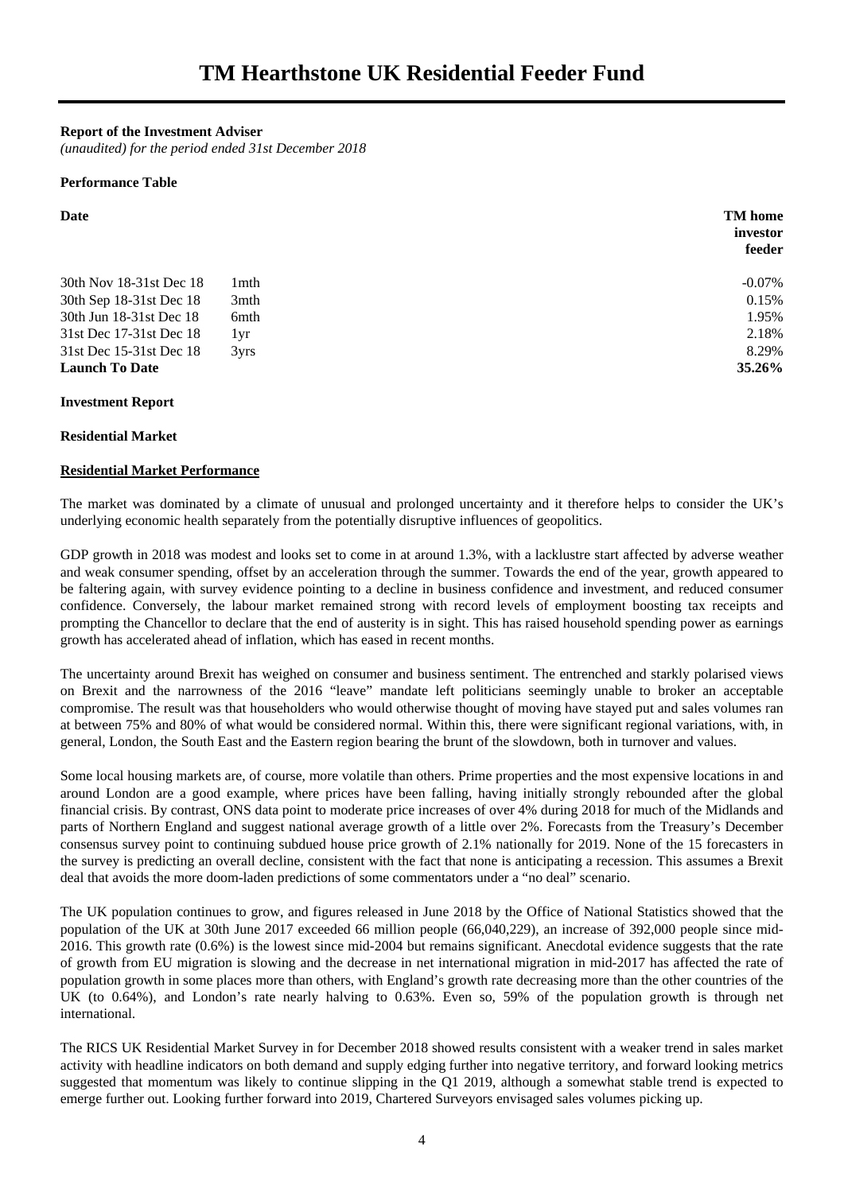# TM Hearthstone UK Residential Feeder Fund

**Report of the Investment Adviser**

*(unaudited) for the period ended 31st December 2018*

**Performance Table**

| **Date** | | **TM home investor feeder** |
|---|---|---|
| 30th Nov 18-31st Dec 18 | 1mth | -0.07% |
| 30th Sep 18-31st Dec 18 | 3mth | 0.15% |
| 30th Jun 18-31st Dec 18 | 6mth | 1.95% |
| 31st Dec 17-31st Dec 18 | 1yr | 2.18% |
| 31st Dec 15-31st Dec 18 | 3yrs | 8.29% |
| **Launch To Date** | | **35.26%** |

**Investment Report**

**Residential Market**

**Residential Market Performance**

The market was dominated by a climate of unusual and prolonged uncertainty and it therefore helps to consider the UK's underlying economic health separately from the potentially disruptive influences of geopolitics.

GDP growth in 2018 was modest and looks set to come in at around 1.3%, with a lacklustre start affected by adverse weather and weak consumer spending, offset by an acceleration through the summer. Towards the end of the year, growth appeared to be faltering again, with survey evidence pointing to a decline in business confidence and investment, and reduced consumer confidence. Conversely, the labour market remained strong with record levels of employment boosting tax receipts and prompting the Chancellor to declare that the end of austerity is in sight. This has raised household spending power as earnings growth has accelerated ahead of inflation, which has eased in recent months.

The uncertainty around Brexit has weighed on consumer and business sentiment. The entrenched and starkly polarised views on Brexit and the narrowness of the 2016 "leave" mandate left politicians seemingly unable to broker an acceptable compromise. The result was that householders who would otherwise thought of moving have stayed put and sales volumes ran at between 75% and 80% of what would be considered normal. Within this, there were significant regional variations, with, in general, London, the South East and the Eastern region bearing the brunt of the slowdown, both in turnover and values.

Some local housing markets are, of course, more volatile than others. Prime properties and the most expensive locations in and around London are a good example, where prices have been falling, having initially strongly rebounded after the global financial crisis. By contrast, ONS data point to moderate price increases of over 4% during 2018 for much of the Midlands and parts of Northern England and suggest national average growth of a little over 2%. Forecasts from the Treasury's December consensus survey point to continuing subdued house price growth of 2.1% nationally for 2019. None of the 15 forecasters in the survey is predicting an overall decline, consistent with the fact that none is anticipating a recession. This assumes a Brexit deal that avoids the more doom-laden predictions of some commentators under a "no deal" scenario.

The UK population continues to grow, and figures released in June 2018 by the Office of National Statistics showed that the population of the UK at 30th June 2017 exceeded 66 million people (66,040,229), an increase of 392,000 people since mid-2016. This growth rate (0.6%) is the lowest since mid-2004 but remains significant. Anecdotal evidence suggests that the rate of growth from EU migration is slowing and the decrease in net international migration in mid-2017 has affected the rate of population growth in some places more than others, with England's growth rate decreasing more than the other countries of the UK (to 0.64%), and London's rate nearly halving to 0.63%. Even so, 59% of the population growth is through net international.

The RICS UK Residential Market Survey in for December 2018 showed results consistent with a weaker trend in sales market activity with headline indicators on both demand and supply edging further into negative territory, and forward looking metrics suggested that momentum was likely to continue slipping in the Q1 2019, although a somewhat stable trend is expected to emerge further out. Looking further forward into 2019, Chartered Surveyors envisaged sales volumes picking up.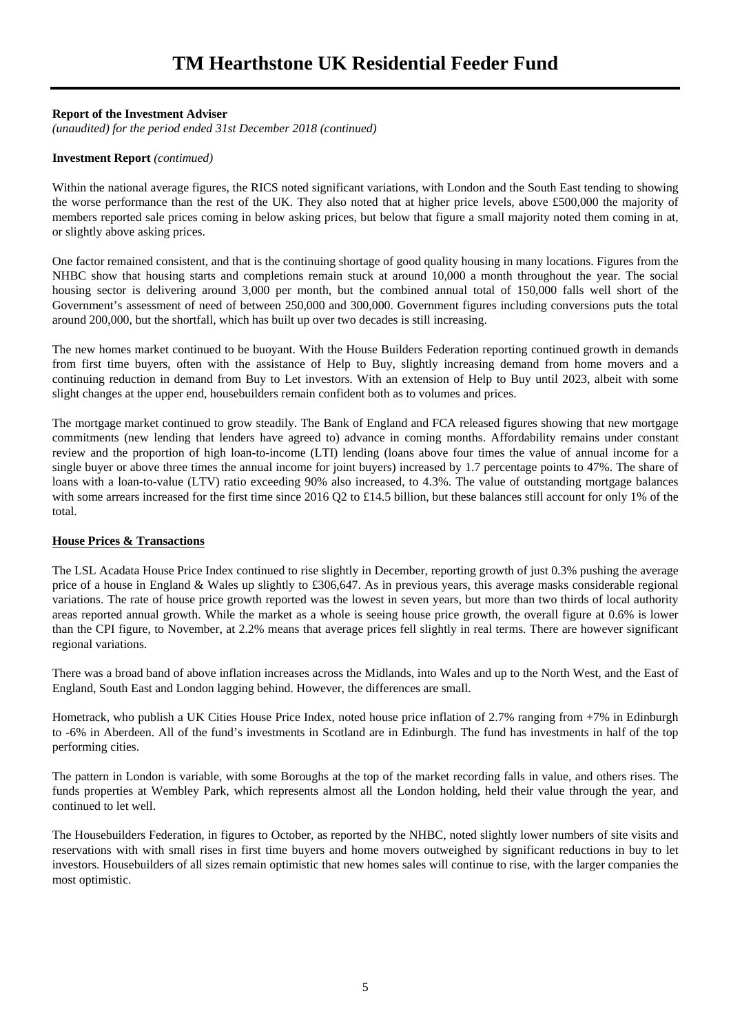# TM Hearthstone UK Residential Feeder Fund

**Report of the Investment Adviser**

*(unaudited) for the period ended 31st December 2018 (continued)*

**Investment Report** *(contimued)*

Within the national average figures, the RICS noted significant variations, with London and the South East tending to showing the worse performance than the rest of the UK. They also noted that at higher price levels, above £500,000 the majority of members reported sale prices coming in below asking prices, but below that figure a small majority noted them coming in at, or slightly above asking prices.

One factor remained consistent, and that is the continuing shortage of good quality housing in many locations. Figures from the NHBC show that housing starts and completions remain stuck at around 10,000 a month throughout the year. The social housing sector is delivering around 3,000 per month, but the combined annual total of 150,000 falls well short of the Government's assessment of need of between 250,000 and 300,000. Government figures including conversions puts the total around 200,000, but the shortfall, which has built up over two decades is still increasing.

The new homes market continued to be buoyant. With the House Builders Federation reporting continued growth in demands from first time buyers, often with the assistance of Help to Buy, slightly increasing demand from home movers and a continuing reduction in demand from Buy to Let investors. With an extension of Help to Buy until 2023, albeit with some slight changes at the upper end, housebuilders remain confident both as to volumes and prices.

The mortgage market continued to grow steadily. The Bank of England and FCA released figures showing that new mortgage commitments (new lending that lenders have agreed to) advance in coming months. Affordability remains under constant review and the proportion of high loan-to-income (LTI) lending (loans above four times the value of annual income for a single buyer or above three times the annual income for joint buyers) increased by 1.7 percentage points to 47%. The share of loans with a loan-to-value (LTV) ratio exceeding 90% also increased, to 4.3%. The value of outstanding mortgage balances with some arrears increased for the first time since 2016 Q2 to £14.5 billion, but these balances still account for only 1% of the total.

**House Prices & Transactions**

The LSL Acadata House Price Index continued to rise slightly in December, reporting growth of just 0.3% pushing the average price of a house in England & Wales up slightly to £306,647. As in previous years, this average masks considerable regional variations. The rate of house price growth reported was the lowest in seven years, but more than two thirds of local authority areas reported annual growth. While the market as a whole is seeing house price growth, the overall figure at 0.6% is lower than the CPI figure, to November, at 2.2% means that average prices fell slightly in real terms. There are however significant regional variations.

There was a broad band of above inflation increases across the Midlands, into Wales and up to the North West, and the East of England, South East and London lagging behind. However, the differences are small.

Hometrack, who publish a UK Cities House Price Index, noted house price inflation of 2.7% ranging from +7% in Edinburgh to -6% in Aberdeen. All of the fund's investments in Scotland are in Edinburgh. The fund has investments in half of the top performing cities.

The pattern in London is variable, with some Boroughs at the top of the market recording falls in value, and others rises. The funds properties at Wembley Park, which represents almost all the London holding, held their value through the year, and continued to let well.

The Housebuilders Federation, in figures to October, as reported by the NHBC, noted slightly lower numbers of site visits and reservations with with small rises in first time buyers and home movers outweighed by significant reductions in buy to let investors. Housebuilders of all sizes remain optimistic that new homes sales will continue to rise, with the larger companies the most optimistic.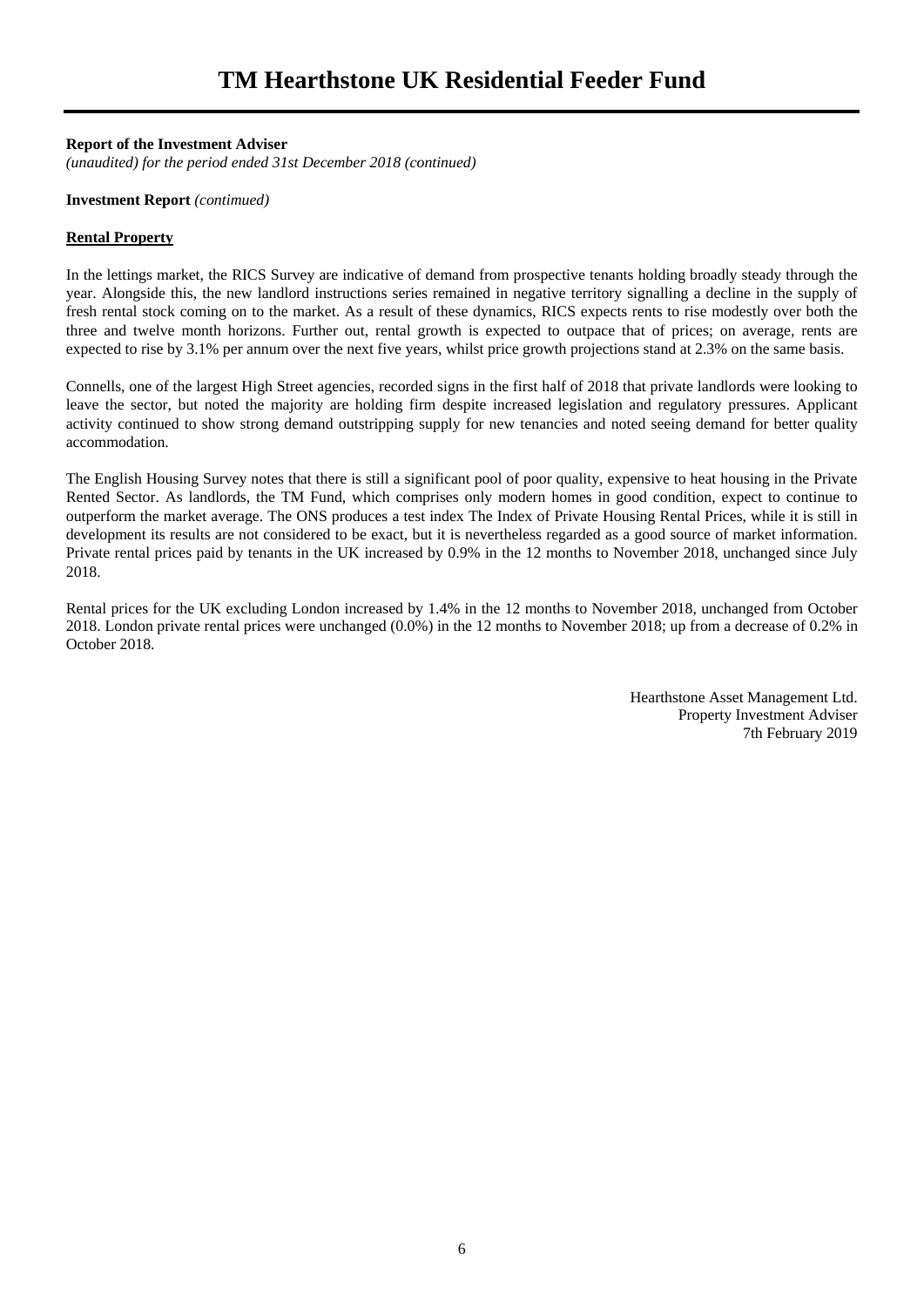# TM Hearthstone UK Residential Feeder Fund

**Report of the Investment Adviser**
*(unaudited) for the period ended 31st December 2018 (continued)*

**Investment Report** *(contimued)*

**Rental Property**

In the lettings market, the RICS Survey are indicative of demand from prospective tenants holding broadly steady through the year. Alongside this, the new landlord instructions series remained in negative territory signalling a decline in the supply of fresh rental stock coming on to the market. As a result of these dynamics, RICS expects rents to rise modestly over both the three and twelve month horizons. Further out, rental growth is expected to outpace that of prices; on average, rents are expected to rise by 3.1% per annum over the next five years, whilst price growth projections stand at 2.3% on the same basis.

Connells, one of the largest High Street agencies, recorded signs in the first half of 2018 that private landlords were looking to leave the sector, but noted the majority are holding firm despite increased legislation and regulatory pressures. Applicant activity continued to show strong demand outstripping supply for new tenancies and noted seeing demand for better quality accommodation.

The English Housing Survey notes that there is still a significant pool of poor quality, expensive to heat housing in the Private Rented Sector. As landlords, the TM Fund, which comprises only modern homes in good condition, expect to continue to outperform the market average. The ONS produces a test index The Index of Private Housing Rental Prices, while it is still in development its results are not considered to be exact, but it is nevertheless regarded as a good source of market information. Private rental prices paid by tenants in the UK increased by 0.9% in the 12 months to November 2018, unchanged since July 2018.

Rental prices for the UK excluding London increased by 1.4% in the 12 months to November 2018, unchanged from October 2018. London private rental prices were unchanged (0.0%) in the 12 months to November 2018; up from a decrease of 0.2% in October 2018.

Hearthstone Asset Management Ltd.
Property Investment Adviser
7th February 2019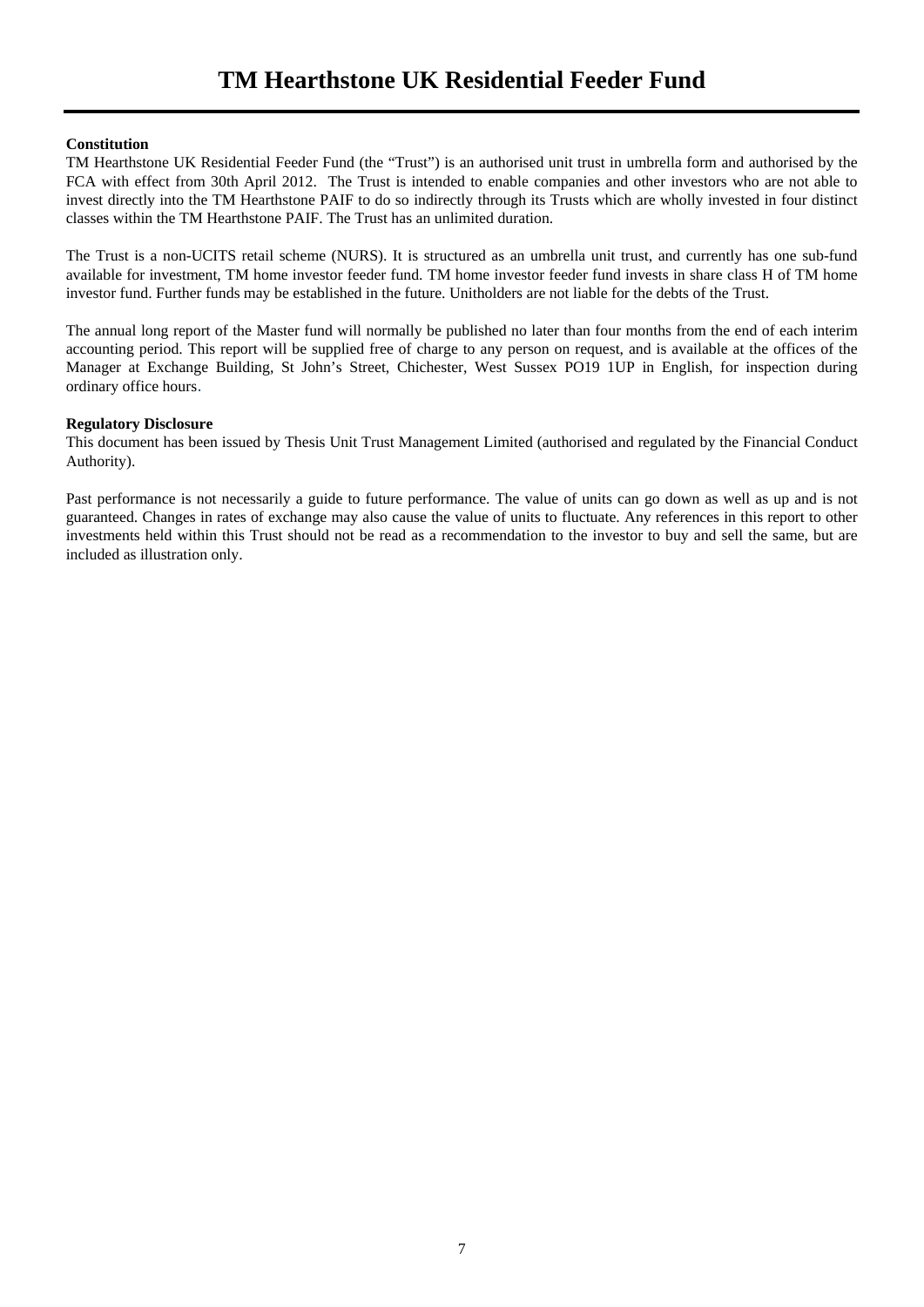# TM Hearthstone UK Residential Feeder Fund

**Constitution**

TM Hearthstone UK Residential Feeder Fund (the "Trust") is an authorised unit trust in umbrella form and authorised by the FCA with effect from 30th April 2012. The Trust is intended to enable companies and other investors who are not able to invest directly into the TM Hearthstone PAIF to do so indirectly through its Trusts which are wholly invested in four distinct classes within the TM Hearthstone PAIF. The Trust has an unlimited duration.

The Trust is a non-UCITS retail scheme (NURS). It is structured as an umbrella unit trust, and currently has one sub-fund available for investment, TM home investor feeder fund. TM home investor feeder fund invests in share class H of TM home investor fund. Further funds may be established in the future. Unitholders are not liable for the debts of the Trust.

The annual long report of the Master fund will normally be published no later than four months from the end of each interim accounting period. This report will be supplied free of charge to any person on request, and is available at the offices of the Manager at Exchange Building, St John's Street, Chichester, West Sussex PO19 1UP in English, for inspection during ordinary office hours.

**Regulatory Disclosure**

This document has been issued by Thesis Unit Trust Management Limited (authorised and regulated by the Financial Conduct Authority).

Past performance is not necessarily a guide to future performance. The value of units can go down as well as up and is not guaranteed. Changes in rates of exchange may also cause the value of units to fluctuate. Any references in this report to other investments held within this Trust should not be read as a recommendation to the investor to buy and sell the same, but are included as illustration only.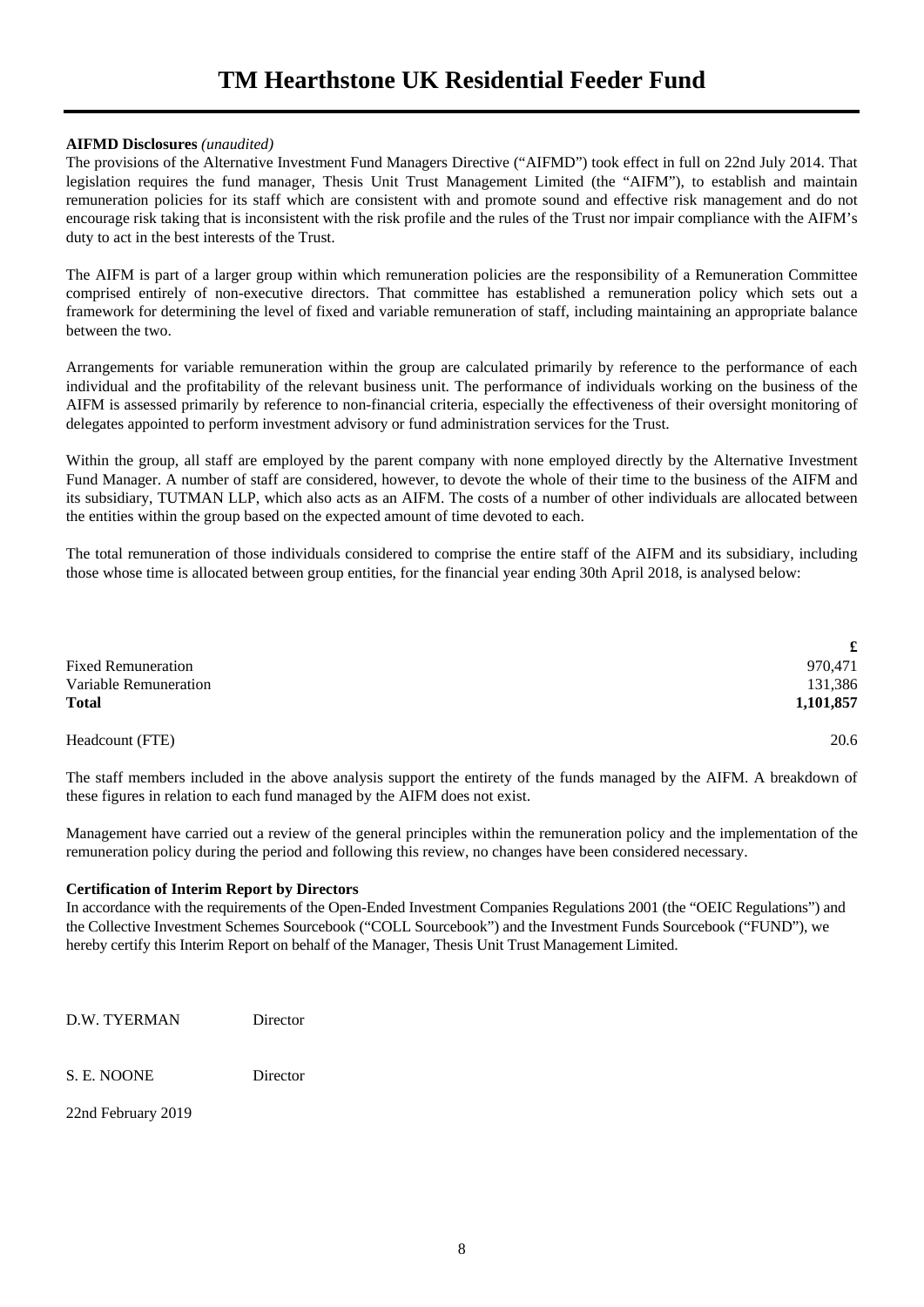# TM Hearthstone UK Residential Feeder Fund

**AIFMD Disclosures** *(unaudited)*

The provisions of the Alternative Investment Fund Managers Directive ("AIFMD") took effect in full on 22nd July 2014. That legislation requires the fund manager, Thesis Unit Trust Management Limited (the "AIFM"), to establish and maintain remuneration policies for its staff which are consistent with and promote sound and effective risk management and do not encourage risk taking that is inconsistent with the risk profile and the rules of the Trust nor impair compliance with the AIFM's duty to act in the best interests of the Trust.

The AIFM is part of a larger group within which remuneration policies are the responsibility of a Remuneration Committee comprised entirely of non-executive directors. That committee has established a remuneration policy which sets out a framework for determining the level of fixed and variable remuneration of staff, including maintaining an appropriate balance between the two.

Arrangements for variable remuneration within the group are calculated primarily by reference to the performance of each individual and the profitability of the relevant business unit. The performance of individuals working on the business of the AIFM is assessed primarily by reference to non-financial criteria, especially the effectiveness of their oversight monitoring of delegates appointed to perform investment advisory or fund administration services for the Trust.

Within the group, all staff are employed by the parent company with none employed directly by the Alternative Investment Fund Manager. A number of staff are considered, however, to devote the whole of their time to the business of the AIFM and its subsidiary, TUTMAN LLP, which also acts as an AIFM. The costs of a number of other individuals are allocated between the entities within the group based on the expected amount of time devoted to each.

The total remuneration of those individuals considered to comprise the entire staff of the AIFM and its subsidiary, including those whose time is allocated between group entities, for the financial year ending 30th April 2018, is analysed below:

| | **£** |
|---|---:|
| Fixed Remuneration | 970,471 |
| Variable Remuneration | 131,386 |
| **Total** | **1,101,857** |
| | |
| Headcount (FTE) | 20.6 |

The staff members included in the above analysis support the entirety of the funds managed by the AIFM. A breakdown of these figures in relation to each fund managed by the AIFM does not exist.

Management have carried out a review of the general principles within the remuneration policy and the implementation of the remuneration policy during the period and following this review, no changes have been considered necessary.

**Certification of Interim Report by Directors**

In accordance with the requirements of the Open-Ended Investment Companies Regulations 2001 (the "OEIC Regulations") and the Collective Investment Schemes Sourcebook ("COLL Sourcebook") and the Investment Funds Sourcebook ("FUND"), we hereby certify this Interim Report on behalf of the Manager, Thesis Unit Trust Management Limited.

D.W. TYERMAN Director

S. E. NOONE Director

22nd February 2019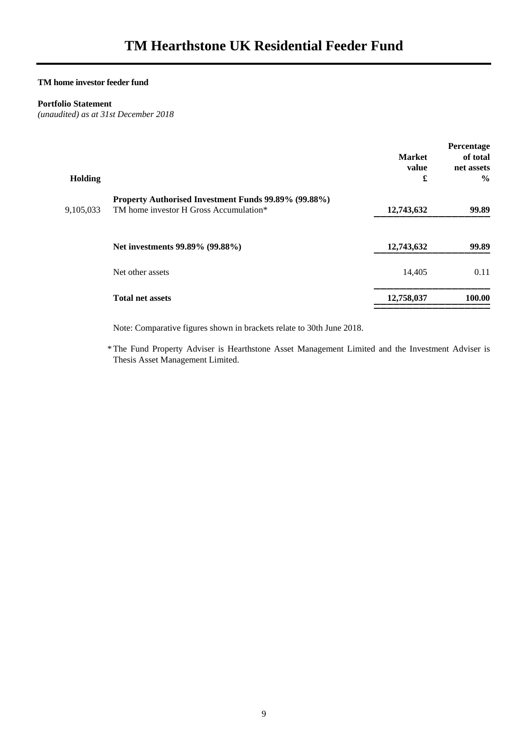# TM Hearthstone UK Residential Feeder Fund

**TM home investor feeder fund**

**Portfolio Statement**
*(unaudited) as at 31st December 2018*

| Holding | | Market value £ | Percentage of total net assets % |
|---|---|---|---|
| | **Property Authorised Investment Funds 99.89% (99.88%)** | | |
| 9,105,033 | TM home investor H Gross Accumulation* | **12,743,632** | **99.89** |
| | **Net investments 99.89% (99.88%)** | **12,743,632** | **99.89** |
| | Net other assets | 14,405 | 0.11 |
| | **Total net assets** | **12,758,037** | **100.00** |

Note: Comparative figures shown in brackets relate to 30th June 2018.

* The Fund Property Adviser is Hearthstone Asset Management Limited and the Investment Adviser is Thesis Asset Management Limited.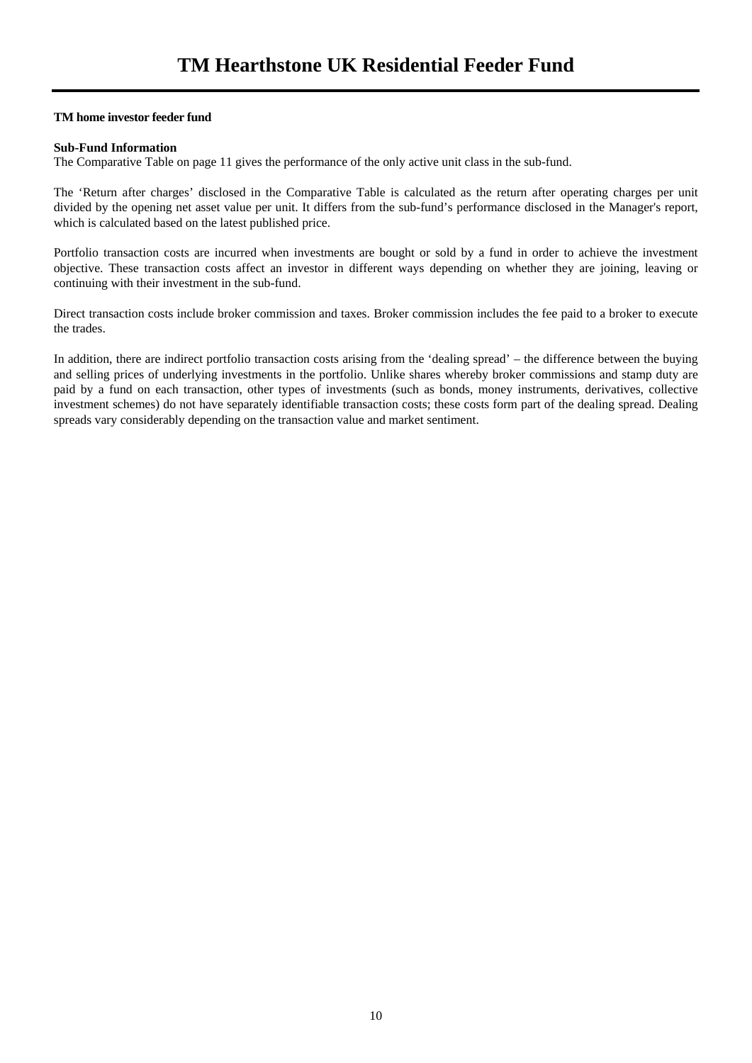# TM Hearthstone UK Residential Feeder Fund

**TM home investor feeder fund**

**Sub-Fund Information**

The Comparative Table on page 11 gives the performance of the only active unit class in the sub-fund.

The 'Return after charges' disclosed in the Comparative Table is calculated as the return after operating charges per unit divided by the opening net asset value per unit. It differs from the sub-fund's performance disclosed in the Manager's report, which is calculated based on the latest published price.

Portfolio transaction costs are incurred when investments are bought or sold by a fund in order to achieve the investment objective. These transaction costs affect an investor in different ways depending on whether they are joining, leaving or continuing with their investment in the sub-fund.

Direct transaction costs include broker commission and taxes. Broker commission includes the fee paid to a broker to execute the trades.

In addition, there are indirect portfolio transaction costs arising from the 'dealing spread' – the difference between the buying and selling prices of underlying investments in the portfolio. Unlike shares whereby broker commissions and stamp duty are paid by a fund on each transaction, other types of investments (such as bonds, money instruments, derivatives, collective investment schemes) do not have separately identifiable transaction costs; these costs form part of the dealing spread. Dealing spreads vary considerably depending on the transaction value and market sentiment.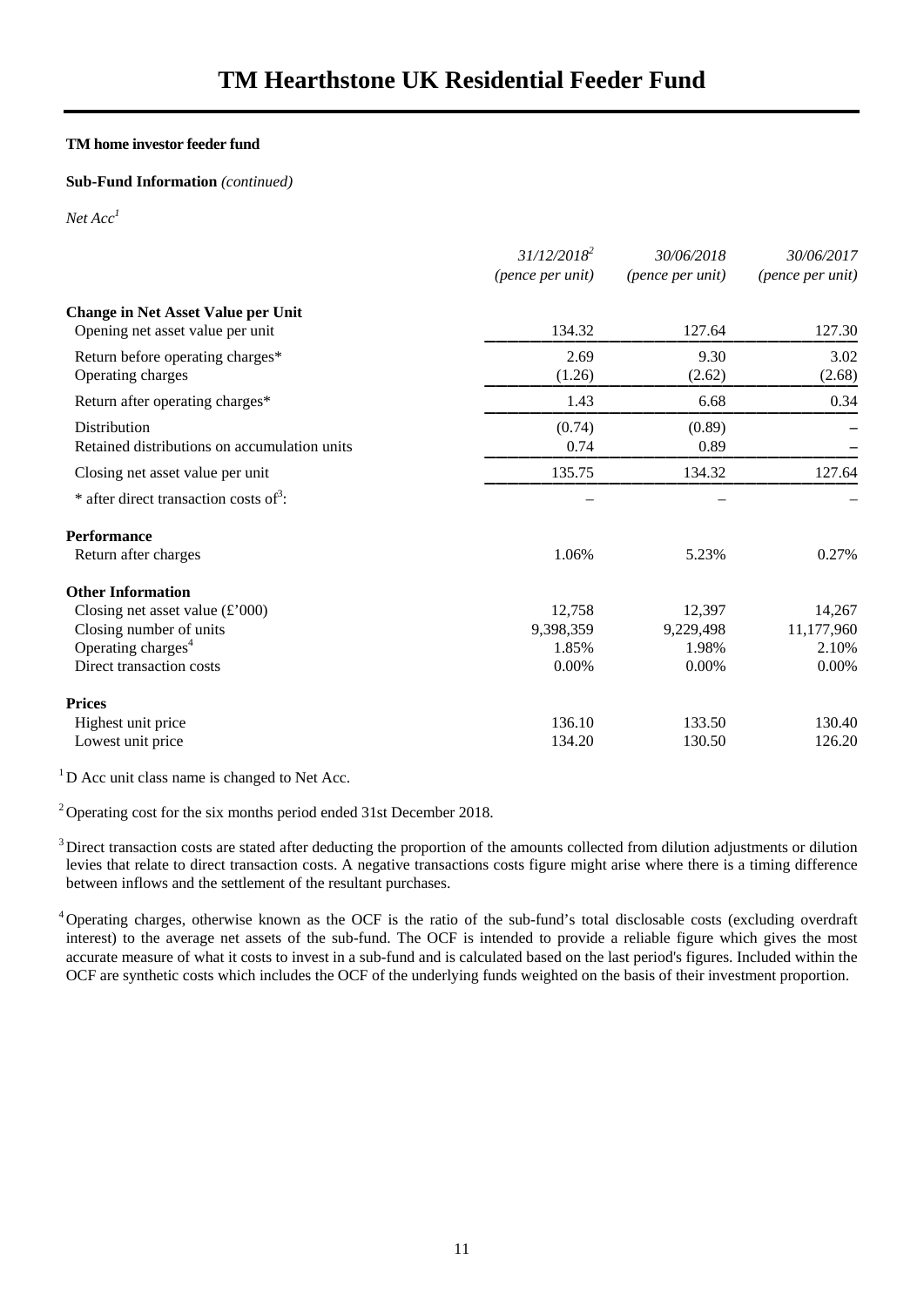# TM Hearthstone UK Residential Feeder Fund

**TM home investor feeder fund**

**Sub-Fund Information** *(continued)*

*Net Acc*[1]

| | 31/12/2018[2] (pence per unit) | 30/06/2018 (pence per unit) | 30/06/2017 (pence per unit) |
|---|---|---|---|
| **Change in Net Asset Value per Unit** | | | |
| Opening net asset value per unit | 134.32 | 127.64 | 127.30 |
| Return before operating charges* | 2.69 | 9.30 | 3.02 |
| Operating charges | (1.26) | (2.62) | (2.68) |
| Return after operating charges* | 1.43 | 6.68 | 0.34 |
| Distribution | (0.74) | (0.89) | – |
| Retained distributions on accumulation units | 0.74 | 0.89 | – |
| Closing net asset value per unit | 135.75 | 134.32 | 127.64 |
| * after direct transaction costs of[3]: | – | – | – |
| **Performance** | | | |
| Return after charges | 1.06% | 5.23% | 0.27% |
| **Other Information** | | | |
| Closing net asset value (£'000) | 12,758 | 12,397 | 14,267 |
| Closing number of units | 9,398,359 | 9,229,498 | 11,177,960 |
| Operating charges[4] | 1.85% | 1.98% | 2.10% |
| Direct transaction costs | 0.00% | 0.00% | 0.00% |
| **Prices** | | | |
| Highest unit price | 136.10 | 133.50 | 130.40 |
| Lowest unit price | 134.20 | 130.50 | 126.20 |

[1] D Acc unit class name is changed to Net Acc.

[2] Operating cost for the six months period ended 31st December 2018.

[3] Direct transaction costs are stated after deducting the proportion of the amounts collected from dilution adjustments or dilution levies that relate to direct transaction costs. A negative transactions costs figure might arise where there is a timing difference between inflows and the settlement of the resultant purchases.

[4] Operating charges, otherwise known as the OCF is the ratio of the sub-fund's total disclosable costs (excluding overdraft interest) to the average net assets of the sub-fund. The OCF is intended to provide a reliable figure which gives the most accurate measure of what it costs to invest in a sub-fund and is calculated based on the last period's figures. Included within the OCF are synthetic costs which includes the OCF of the underlying funds weighted on the basis of their investment proportion.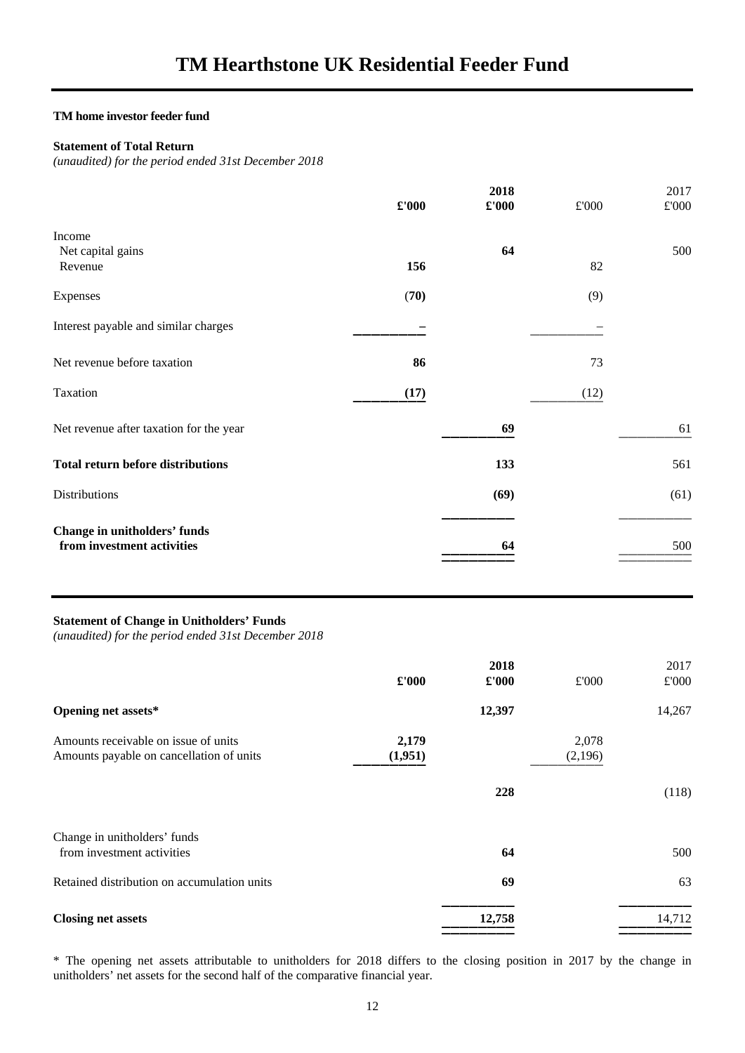# TM Hearthstone UK Residential Feeder Fund

**TM home investor feeder fund**

**Statement of Total Return**
*(unaudited) for the period ended 31st December 2018*

| | **2018 £'000** | **2018 £'000** | 2017 £'000 | 2017 £'000 |
|---|---|---|---|---|
| Income | | | | |
| Net capital gains | | **64** | | 500 |
| Revenue | **156** | | 82 | |
| Expenses | **(70)** | | (9) | |
| Interest payable and similar charges | **–** | | – | |
| Net revenue before taxation | **86** | | 73 | |
| Taxation | **(17)** | | (12) | |
| Net revenue after taxation for the year | | **69** | | 61 |
| **Total return before distributions** | | **133** | | 561 |
| Distributions | | **(69)** | | (61) |
| **Change in unitholders' funds from investment activities** | | **64** | | 500 |

**Statement of Change in Unitholders' Funds**
*(unaudited) for the period ended 31st December 2018*

| | **2018 £'000** | **2018 £'000** | 2017 £'000 | 2017 £'000 |
|---|---|---|---|---|
| **Opening net assets*** | | **12,397** | | 14,267 |
| Amounts receivable on issue of units | **2,179** | | 2,078 | |
| Amounts payable on cancellation of units | **(1,951)** | | (2,196) | |
| | | **228** | | (118) |
| Change in unitholders' funds from investment activities | | **64** | | 500 |
| Retained distribution on accumulation units | | **69** | | 63 |
| **Closing net assets** | | **12,758** | | 14,712 |

* The opening net assets attributable to unitholders for 2018 differs to the closing position in 2017 by the change in unitholders' net assets for the second half of the comparative financial year.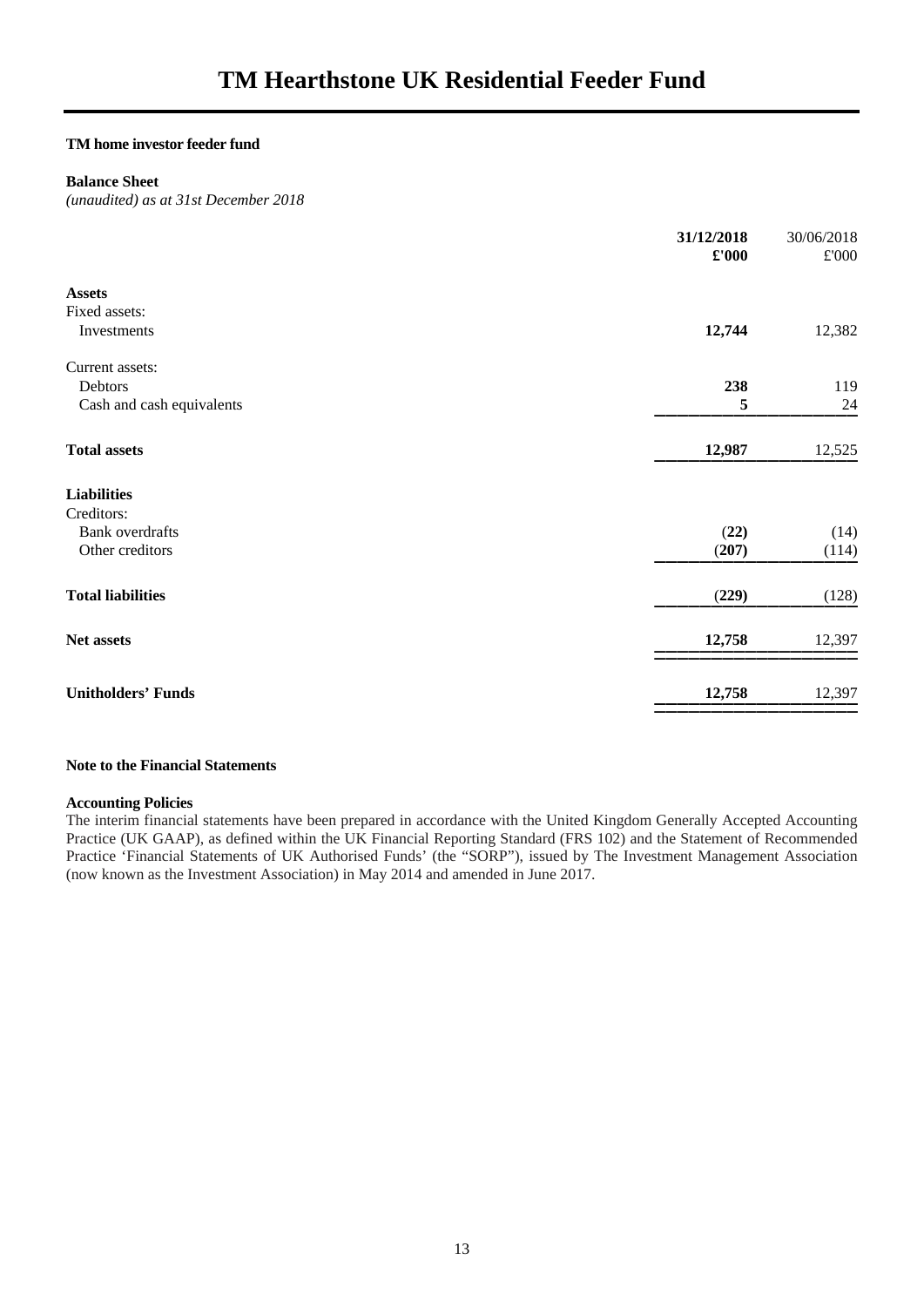# TM Hearthstone UK Residential Feeder Fund

**TM home investor feeder fund**

**Balance Sheet**

*(unaudited) as at 31st December 2018*

| | **31/12/2018** **£'000** | 30/06/2018 £'000 |
|---|---|---|
| **Assets** | | |
| Fixed assets: | | |
| Investments | **12,744** | 12,382 |
| Current assets: | | |
| Debtors | **238** | 119 |
| Cash and cash equivalents | **5** | 24 |
| **Total assets** | **12,987** | 12,525 |
| **Liabilities** | | |
| Creditors: | | |
| Bank overdrafts | **(22)** | (14) |
| Other creditors | **(207)** | (114) |
| **Total liabilities** | **(229)** | (128) |
| **Net assets** | **12,758** | 12,397 |
| **Unitholders' Funds** | **12,758** | 12,397 |

**Note to the Financial Statements**

**Accounting Policies**

The interim financial statements have been prepared in accordance with the United Kingdom Generally Accepted Accounting Practice (UK GAAP), as defined within the UK Financial Reporting Standard (FRS 102) and the Statement of Recommended Practice 'Financial Statements of UK Authorised Funds' (the "SORP"), issued by The Investment Management Association (now known as the Investment Association) in May 2014 and amended in June 2017.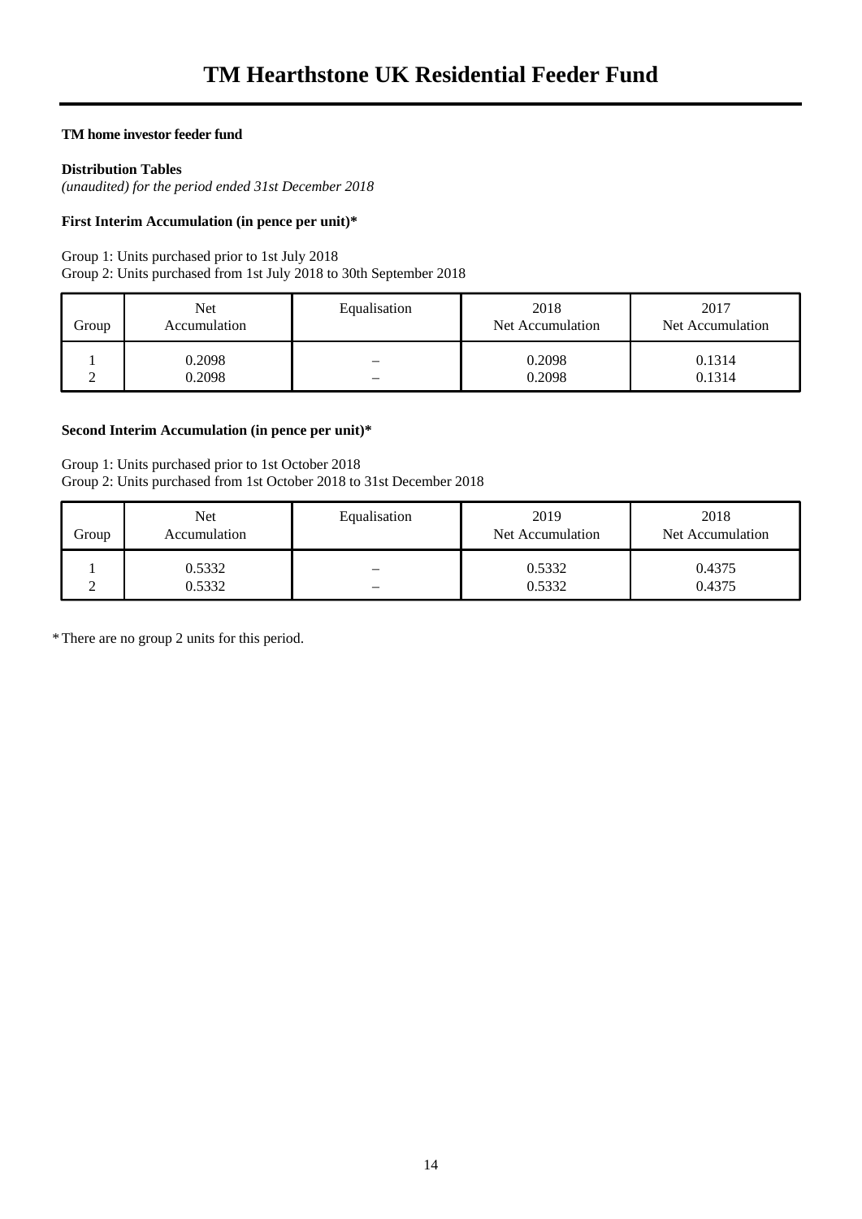# TM Hearthstone UK Residential Feeder Fund

**TM home investor feeder fund**

**Distribution Tables**
*(unaudited) for the period ended 31st December 2018*

**First Interim Accumulation (in pence per unit)***

Group 1: Units purchased prior to 1st July 2018
Group 2: Units purchased from 1st July 2018 to 30th September 2018

| Group | Net Accumulation | Equalisation | 2018 Net Accumulation | 2017 Net Accumulation |
|---|---|---|---|---|
| 1 | 0.2098 | – | 0.2098 | 0.1314 |
| 2 | 0.2098 | – | 0.2098 | 0.1314 |

**Second Interim Accumulation (in pence per unit)***

Group 1: Units purchased prior to 1st October 2018
Group 2: Units purchased from 1st October 2018 to 31st December 2018

| Group | Net Accumulation | Equalisation | 2019 Net Accumulation | 2018 Net Accumulation |
|---|---|---|---|---|
| 1 | 0.5332 | – | 0.5332 | 0.4375 |
| 2 | 0.5332 | – | 0.5332 | 0.4375 |

* There are no group 2 units for this period.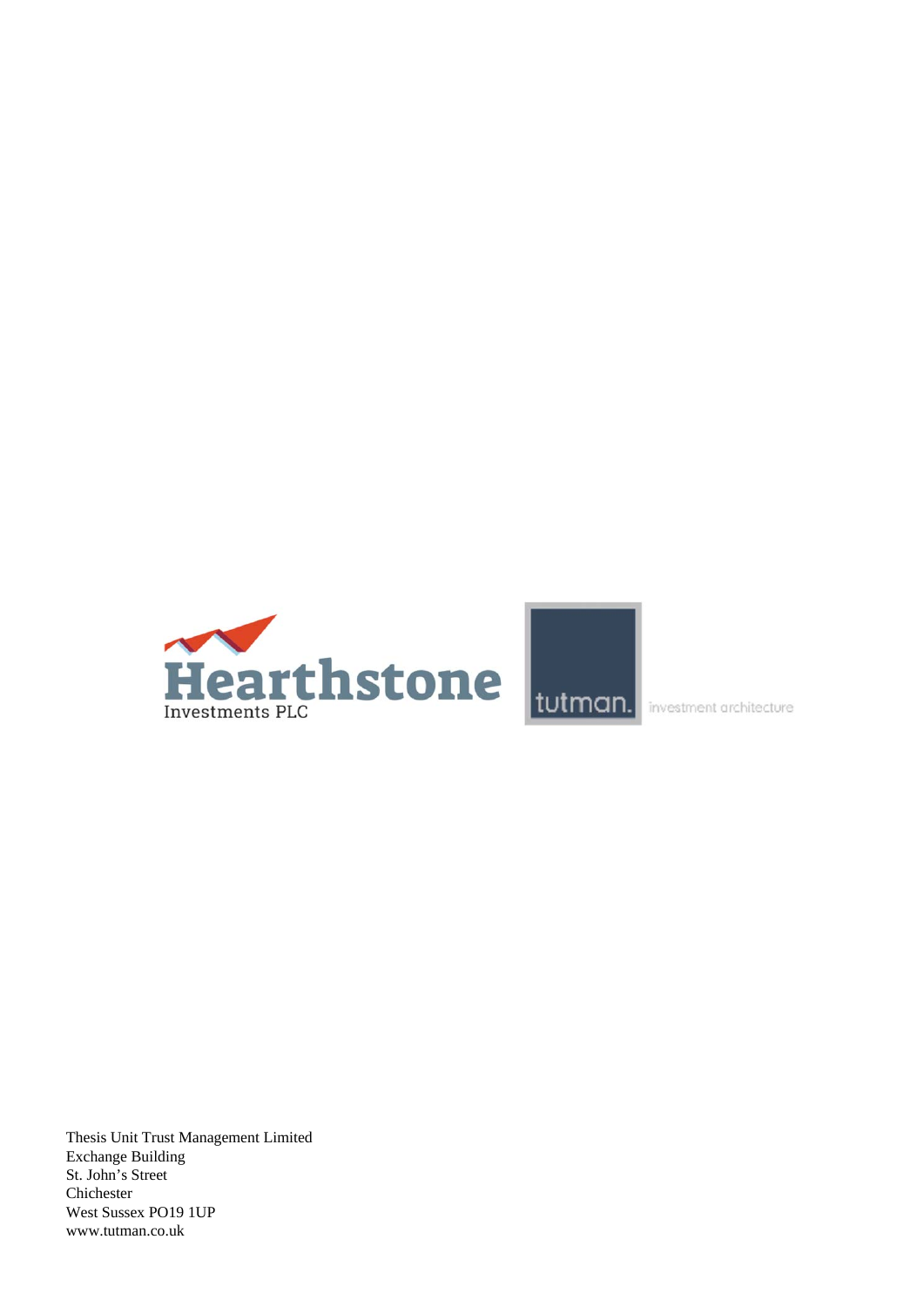Hearthstone
Investments PLC

tutman. investment architecture

Thesis Unit Trust Management Limited
Exchange Building
St. John's Street
Chichester
West Sussex PO19 1UP
www.tutman.co.uk